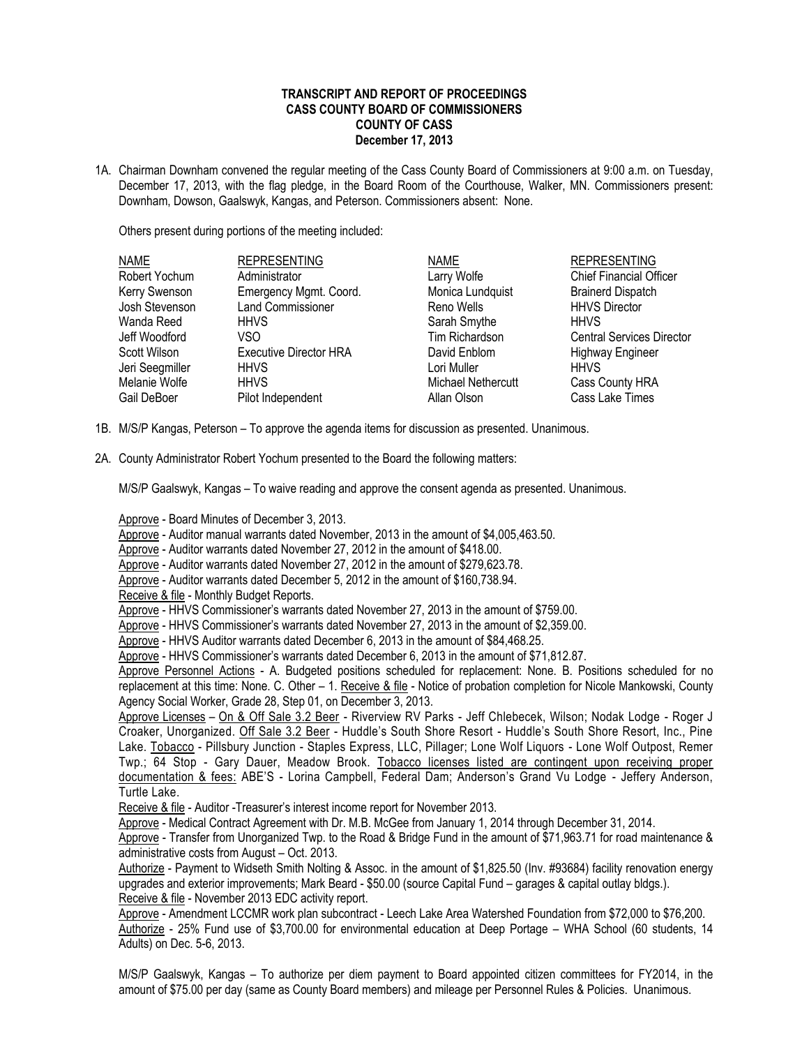**TRANSCRIPT AND REPORT OF PROCEEDINGS**
**CASS COUNTY BOARD OF COMMISSIONERS**
**COUNTY OF CASS**
**December 17, 2013**

1A. Chairman Downham convened the regular meeting of the Cass County Board of Commissioners at 9:00 a.m. on Tuesday, December 17, 2013, with the flag pledge, in the Board Room of the Courthouse, Walker, MN. Commissioners present: Downham, Dowson, Gaalswyk, Kangas, and Peterson. Commissioners absent: None.

Others present during portions of the meeting included:

| NAME | REPRESENTING | NAME | REPRESENTING |
|---|---|---|---|
| Robert Yochum | Administrator | Larry Wolfe | Chief Financial Officer |
| Kerry Swenson | Emergency Mgmt. Coord. | Monica Lundquist | Brainerd Dispatch |
| Josh Stevenson | Land Commissioner | Reno Wells | HHVS Director |
| Wanda Reed | HHVS | Sarah Smythe | HHVS |
| Jeff Woodford | VSO | Tim Richardson | Central Services Director |
| Scott Wilson | Executive Director HRA | David Enblom | Highway Engineer |
| Jeri Seegmiller | HHVS | Lori Muller | HHVS |
| Melanie Wolfe | HHVS | Michael Nethercutt | Cass County HRA |
| Gail DeBoer | Pilot Independent | Allan Olson | Cass Lake Times |

1B. M/S/P Kangas, Peterson – To approve the agenda items for discussion as presented. Unanimous.

2A. County Administrator Robert Yochum presented to the Board the following matters:

M/S/P Gaalswyk, Kangas – To waive reading and approve the consent agenda as presented. Unanimous.

Approve - Board Minutes of December 3, 2013.
Approve - Auditor manual warrants dated November, 2013 in the amount of $4,005,463.50.
Approve - Auditor warrants dated November 27, 2012 in the amount of $418.00.
Approve - Auditor warrants dated November 27, 2012 in the amount of $279,623.78.
Approve - Auditor warrants dated December 5, 2012 in the amount of $160,738.94.
Receive & file - Monthly Budget Reports.
Approve - HHVS Commissioner's warrants dated November 27, 2013 in the amount of $759.00.
Approve - HHVS Commissioner's warrants dated November 27, 2013 in the amount of $2,359.00.
Approve - HHVS Auditor warrants dated December 6, 2013 in the amount of $84,468.25.
Approve - HHVS Commissioner's warrants dated December 6, 2013 in the amount of $71,812.87.
Approve Personnel Actions - A. Budgeted positions scheduled for replacement: None. B. Positions scheduled for no replacement at this time: None. C. Other – 1. Receive & file - Notice of probation completion for Nicole Mankowski, County Agency Social Worker, Grade 28, Step 01, on December 3, 2013.
Approve Licenses – On & Off Sale 3.2 Beer - Riverview RV Parks - Jeff Chlebecek, Wilson; Nodak Lodge - Roger J Croaker, Unorganized. Off Sale 3.2 Beer - Huddle's South Shore Resort - Huddle's South Shore Resort, Inc., Pine Lake. Tobacco - Pillsbury Junction - Staples Express, LLC, Pillager; Lone Wolf Liquors - Lone Wolf Outpost, Remer Twp.; 64 Stop - Gary Dauer, Meadow Brook. Tobacco licenses listed are contingent upon receiving proper documentation & fees: ABE'S - Lorina Campbell, Federal Dam; Anderson's Grand Vu Lodge - Jeffery Anderson, Turtle Lake.
Receive & file - Auditor -Treasurer's interest income report for November 2013.
Approve - Medical Contract Agreement with Dr. M.B. McGee from January 1, 2014 through December 31, 2014.
Approve - Transfer from Unorganized Twp. to the Road & Bridge Fund in the amount of $71,963.71 for road maintenance & administrative costs from August – Oct. 2013.
Authorize - Payment to Widseth Smith Nolting & Assoc. in the amount of $1,825.50 (Inv. #93684) facility renovation energy upgrades and exterior improvements; Mark Beard - $50.00 (source Capital Fund – garages & capital outlay bldgs.).
Receive & file - November 2013 EDC activity report.
Approve - Amendment LCCMR work plan subcontract - Leech Lake Area Watershed Foundation from $72,000 to $76,200.
Authorize - 25% Fund use of $3,700.00 for environmental education at Deep Portage – WHA School (60 students, 14 Adults) on Dec. 5-6, 2013.

M/S/P Gaalswyk, Kangas – To authorize per diem payment to Board appointed citizen committees for FY2014, in the amount of $75.00 per day (same as County Board members) and mileage per Personnel Rules & Policies. Unanimous.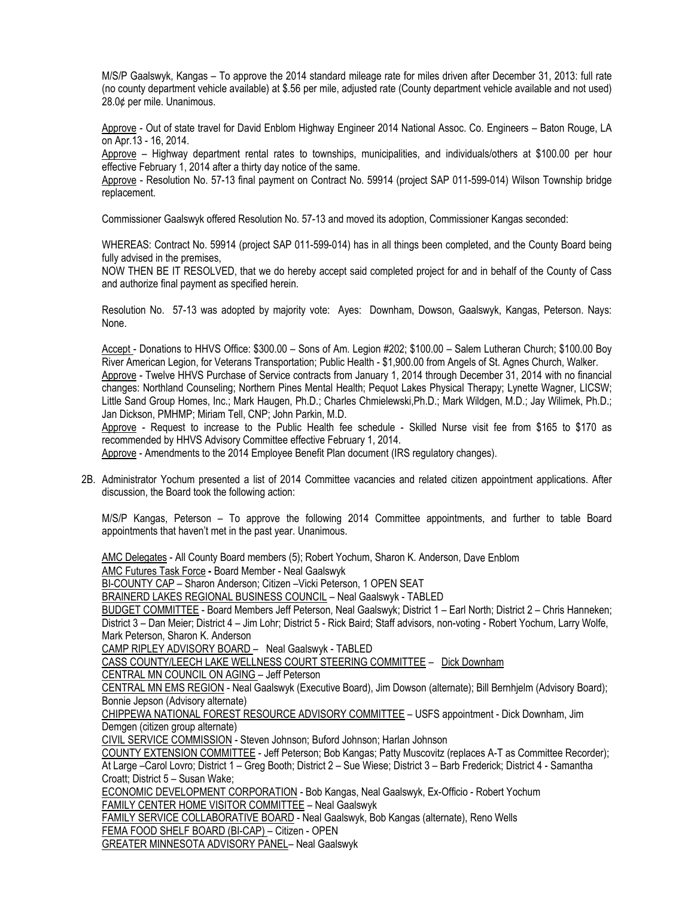M/S/P Gaalswyk, Kangas – To approve the 2014 standard mileage rate for miles driven after December 31, 2013: full rate (no county department vehicle available) at $.56 per mile, adjusted rate (County department vehicle available and not used) 28.0¢ per mile. Unanimous.

Approve - Out of state travel for David Enblom Highway Engineer 2014 National Assoc. Co. Engineers – Baton Rouge, LA on Apr.13 - 16, 2014.

Approve – Highway department rental rates to townships, municipalities, and individuals/others at $100.00 per hour effective February 1, 2014 after a thirty day notice of the same.

Approve - Resolution No. 57-13 final payment on Contract No. 59914 (project SAP 011-599-014) Wilson Township bridge replacement.

Commissioner Gaalswyk offered Resolution No. 57-13 and moved its adoption, Commissioner Kangas seconded:

WHEREAS: Contract No. 59914 (project SAP 011-599-014) has in all things been completed, and the County Board being fully advised in the premises,

NOW THEN BE IT RESOLVED, that we do hereby accept said completed project for and in behalf of the County of Cass and authorize final payment as specified herein.

Resolution No. 57-13 was adopted by majority vote: Ayes: Downham, Dowson, Gaalswyk, Kangas, Peterson. Nays: None.

Accept - Donations to HHVS Office: $300.00 – Sons of Am. Legion #202; $100.00 – Salem Lutheran Church; $100.00 Boy River American Legion, for Veterans Transportation; Public Health - $1,900.00 from Angels of St. Agnes Church, Walker.

Approve - Twelve HHVS Purchase of Service contracts from January 1, 2014 through December 31, 2014 with no financial changes: Northland Counseling; Northern Pines Mental Health; Pequot Lakes Physical Therapy; Lynette Wagner, LICSW; Little Sand Group Homes, Inc.; Mark Haugen, Ph.D.; Charles Chmielewski,Ph.D.; Mark Wildgen, M.D.; Jay Wilimek, Ph.D.; Jan Dickson, PMHMP; Miriam Tell, CNP; John Parkin, M.D.

Approve - Request to increase to the Public Health fee schedule - Skilled Nurse visit fee from $165 to $170 as recommended by HHVS Advisory Committee effective February 1, 2014.

Approve - Amendments to the 2014 Employee Benefit Plan document (IRS regulatory changes).

2B. Administrator Yochum presented a list of 2014 Committee vacancies and related citizen appointment applications. After discussion, the Board took the following action:

M/S/P Kangas, Peterson – To approve the following 2014 Committee appointments, and further to table Board appointments that haven't met in the past year. Unanimous.

AMC Delegates - All County Board members (5); Robert Yochum, Sharon K. Anderson, Dave Enblom

AMC Futures Task Force - Board Member - Neal Gaalswyk

BI-COUNTY CAP – Sharon Anderson; Citizen –Vicki Peterson, 1 OPEN SEAT

BRAINERD LAKES REGIONAL BUSINESS COUNCIL – Neal Gaalswyk - TABLED

BUDGET COMMITTEE - Board Members Jeff Peterson, Neal Gaalswyk; District 1 – Earl North; District 2 – Chris Hanneken; District 3 – Dan Meier; District 4 – Jim Lohr; District 5 - Rick Baird; Staff advisors, non-voting - Robert Yochum, Larry Wolfe, Mark Peterson, Sharon K. Anderson

CAMP RIPLEY ADVISORY BOARD – Neal Gaalswyk - TABLED

CASS COUNTY/LEECH LAKE WELLNESS COURT STEERING COMMITTEE – Dick Downham

CENTRAL MN COUNCIL ON AGING – Jeff Peterson

CENTRAL MN EMS REGION - Neal Gaalswyk (Executive Board), Jim Dowson (alternate); Bill Bernhjelm (Advisory Board); Bonnie Jepson (Advisory alternate)

CHIPPEWA NATIONAL FOREST RESOURCE ADVISORY COMMITTEE – USFS appointment - Dick Downham, Jim Demgen (citizen group alternate)

CIVIL SERVICE COMMISSION - Steven Johnson; Buford Johnson; Harlan Johnson

COUNTY EXTENSION COMMITTEE - Jeff Peterson; Bob Kangas; Patty Muscovitz (replaces A-T as Committee Recorder); At Large –Carol Lovro; District 1 – Greg Booth; District 2 – Sue Wiese; District 3 – Barb Frederick; District 4 - Samantha Croatt; District 5 – Susan Wake;

ECONOMIC DEVELOPMENT CORPORATION - Bob Kangas, Neal Gaalswyk, Ex-Officio - Robert Yochum

FAMILY CENTER HOME VISITOR COMMITTEE – Neal Gaalswyk

FAMILY SERVICE COLLABORATIVE BOARD - Neal Gaalswyk, Bob Kangas (alternate), Reno Wells

FEMA FOOD SHELF BOARD (BI-CAP) – Citizen - OPEN

GREATER MINNESOTA ADVISORY PANEL– Neal Gaalswyk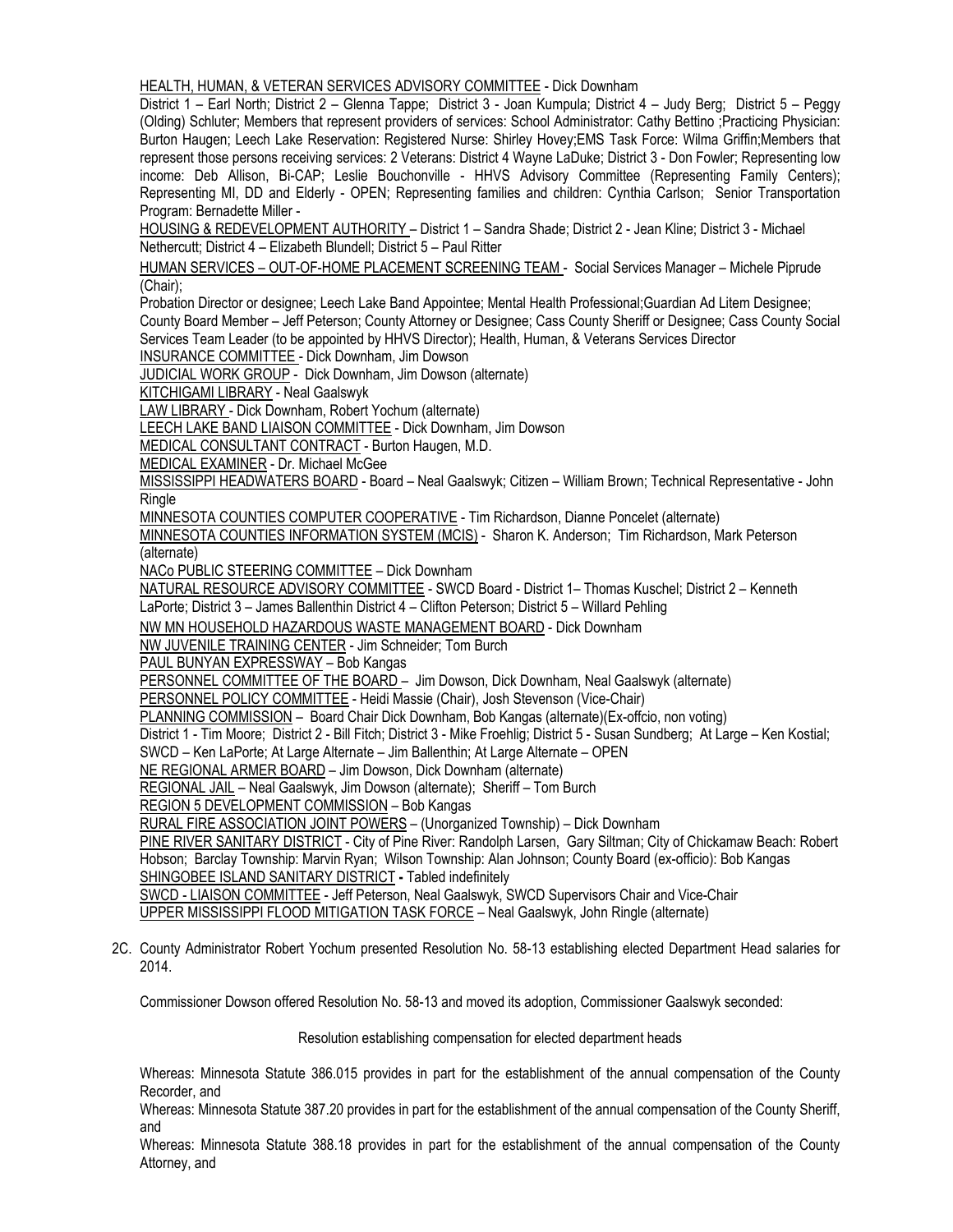<u>HEALTH, HUMAN, & VETERAN SERVICES ADVISORY COMMITTEE</u> - Dick Downham

District 1 – Earl North; District 2 – Glenna Tappe; District 3 - Joan Kumpula; District 4 – Judy Berg; District 5 – Peggy (Olding) Schluter; Members that represent providers of services: School Administrator: Cathy Bettino ;Practicing Physician: Burton Haugen; Leech Lake Reservation: Registered Nurse: Shirley Hovey;EMS Task Force: Wilma Griffin;Members that represent those persons receiving services: 2 Veterans: District 4 Wayne LaDuke; District 3 - Don Fowler; Representing low income: Deb Allison, Bi-CAP; Leslie Bouchonville - HHVS Advisory Committee (Representing Family Centers); Representing MI, DD and Elderly - OPEN; Representing families and children: Cynthia Carlson; Senior Transportation Program: Bernadette Miller -

<u>HOUSING & REDEVELOPMENT AUTHORITY</u> – District 1 – Sandra Shade; District 2 - Jean Kline; District 3 - Michael Nethercutt; District 4 – Elizabeth Blundell; District 5 – Paul Ritter

<u>HUMAN SERVICES – OUT-OF-HOME PLACEMENT SCREENING TEAM</u> - Social Services Manager – Michele Piprude (Chair);

Probation Director or designee; Leech Lake Band Appointee; Mental Health Professional;Guardian Ad Litem Designee; County Board Member – Jeff Peterson; County Attorney or Designee; Cass County Sheriff or Designee; Cass County Social Services Team Leader (to be appointed by HHVS Director); Health, Human, & Veterans Services Director

<u>INSURANCE COMMITTEE</u> - Dick Downham, Jim Dowson

<u>JUDICIAL WORK GROUP</u> - Dick Downham, Jim Dowson (alternate)

<u>KITCHIGAMI LIBRARY</u> - Neal Gaalswyk

<u>LAW LIBRARY</u> - Dick Downham, Robert Yochum (alternate)

<u>LEECH LAKE BAND LIAISON COMMITTEE</u> - Dick Downham, Jim Dowson

<u>MEDICAL CONSULTANT CONTRACT</u> - Burton Haugen, M.D.

<u>MEDICAL EXAMINER</u> - Dr. Michael McGee

<u>MISSISSIPPI HEADWATERS BOARD</u> - Board – Neal Gaalswyk; Citizen – William Brown; Technical Representative - John Ringle

<u>MINNESOTA COUNTIES COMPUTER COOPERATIVE</u> - Tim Richardson, Dianne Poncelet (alternate)

<u>MINNESOTA COUNTIES INFORMATION SYSTEM (MCIS)</u> - Sharon K. Anderson; Tim Richardson, Mark Peterson (alternate)

<u>NACo PUBLIC STEERING COMMITTEE</u> – Dick Downham

<u>NATURAL RESOURCE ADVISORY COMMITTEE</u> - SWCD Board - District 1– Thomas Kuschel; District 2 – Kenneth LaPorte; District 3 – James Ballenthin District 4 – Clifton Peterson; District 5 – Willard Pehling

<u>NW MN HOUSEHOLD HAZARDOUS WASTE MANAGEMENT BOARD</u> - Dick Downham

<u>NW JUVENILE TRAINING CENTER</u> - Jim Schneider; Tom Burch

<u>PAUL BUNYAN EXPRESSWAY</u> – Bob Kangas

<u>PERSONNEL COMMITTEE OF THE BOARD</u> – Jim Dowson, Dick Downham, Neal Gaalswyk (alternate)

<u>PERSONNEL POLICY COMMITTEE</u> - Heidi Massie (Chair), Josh Stevenson (Vice-Chair)

<u>PLANNING COMMISSION</u> – Board Chair Dick Downham, Bob Kangas (alternate)(Ex-offcio, non voting)

District 1 - Tim Moore; District 2 - Bill Fitch; District 3 - Mike Froehlig; District 5 - Susan Sundberg; At Large – Ken Kostial; SWCD – Ken LaPorte; At Large Alternate – Jim Ballenthin; At Large Alternate – OPEN

<u>NE REGIONAL ARMER BOARD</u> – Jim Dowson, Dick Downham (alternate)

<u>REGIONAL JAIL</u> – Neal Gaalswyk, Jim Dowson (alternate); Sheriff – Tom Burch

<u>REGION 5 DEVELOPMENT COMMISSION</u> – Bob Kangas

<u>RURAL FIRE ASSOCIATION JOINT POWERS</u> – (Unorganized Township) – Dick Downham

<u>PINE RIVER SANITARY DISTRICT</u> - City of Pine River: Randolph Larsen, Gary Siltman; City of Chickamaw Beach: Robert Hobson; Barclay Township: Marvin Ryan; Wilson Township: Alan Johnson; County Board (ex-officio): Bob Kangas

<u>SHINGOBEE ISLAND SANITARY DISTRICT</u> - Tabled indefinitely

<u>SWCD - LIAISON COMMITTEE</u> - Jeff Peterson, Neal Gaalswyk, SWCD Supervisors Chair and Vice-Chair

<u>UPPER MISSISSIPPI FLOOD MITIGATION TASK FORCE</u> – Neal Gaalswyk, John Ringle (alternate)

2C. County Administrator Robert Yochum presented Resolution No. 58-13 establishing elected Department Head salaries for 2014.

Commissioner Dowson offered Resolution No. 58-13 and moved its adoption, Commissioner Gaalswyk seconded:

Resolution establishing compensation for elected department heads

Whereas: Minnesota Statute 386.015 provides in part for the establishment of the annual compensation of the County Recorder, and

Whereas: Minnesota Statute 387.20 provides in part for the establishment of the annual compensation of the County Sheriff, and

Whereas: Minnesota Statute 388.18 provides in part for the establishment of the annual compensation of the County Attorney, and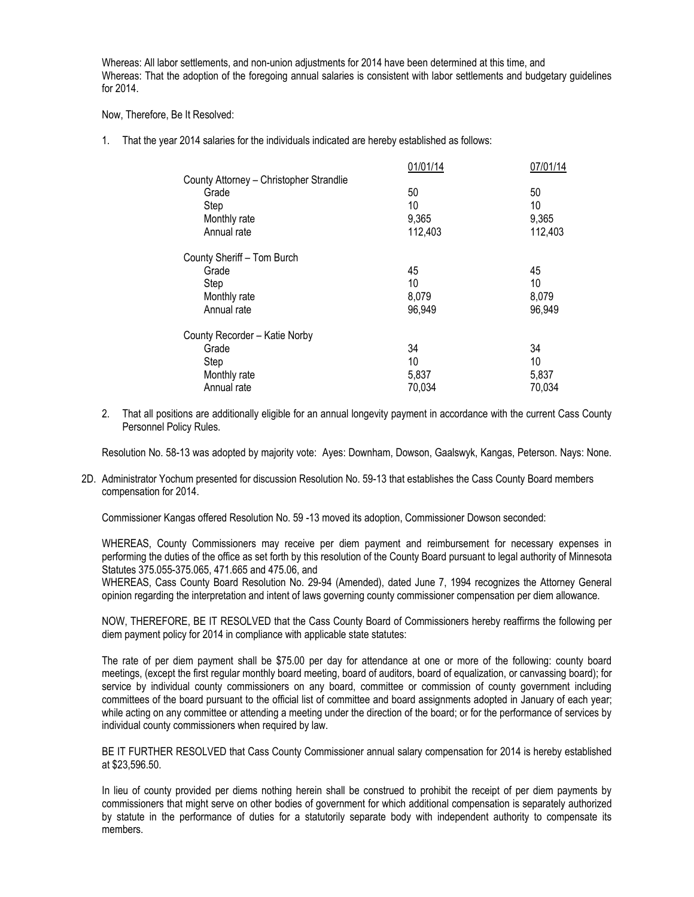Whereas: All labor settlements, and non-union adjustments for 2014 have been determined at this time, and
Whereas: That the adoption of the foregoing annual salaries is consistent with labor settlements and budgetary guidelines for 2014.

Now, Therefore, Be It Resolved:

1. That the year 2014 salaries for the individuals indicated are hereby established as follows:

| | 01/01/14 | 07/01/14 |
|---|---|---|
| County Attorney – Christopher Strandlie | | |
| Grade | 50 | 50 |
| Step | 10 | 10 |
| Monthly rate | 9,365 | 9,365 |
| Annual rate | 112,403 | 112,403 |
| County Sheriff – Tom Burch | | |
| Grade | 45 | 45 |
| Step | 10 | 10 |
| Monthly rate | 8,079 | 8,079 |
| Annual rate | 96,949 | 96,949 |
| County Recorder – Katie Norby | | |
| Grade | 34 | 34 |
| Step | 10 | 10 |
| Monthly rate | 5,837 | 5,837 |
| Annual rate | 70,034 | 70,034 |

2. That all positions are additionally eligible for an annual longevity payment in accordance with the current Cass County Personnel Policy Rules.

Resolution No. 58-13 was adopted by majority vote: Ayes: Downham, Dowson, Gaalswyk, Kangas, Peterson. Nays: None.

2D. Administrator Yochum presented for discussion Resolution No. 59-13 that establishes the Cass County Board members compensation for 2014.

Commissioner Kangas offered Resolution No. 59 -13 moved its adoption, Commissioner Dowson seconded:

WHEREAS, County Commissioners may receive per diem payment and reimbursement for necessary expenses in performing the duties of the office as set forth by this resolution of the County Board pursuant to legal authority of Minnesota Statutes 375.055-375.065, 471.665 and 475.06, and
WHEREAS, Cass County Board Resolution No. 29-94 (Amended), dated June 7, 1994 recognizes the Attorney General opinion regarding the interpretation and intent of laws governing county commissioner compensation per diem allowance.

NOW, THEREFORE, BE IT RESOLVED that the Cass County Board of Commissioners hereby reaffirms the following per diem payment policy for 2014 in compliance with applicable state statutes:

The rate of per diem payment shall be $75.00 per day for attendance at one or more of the following: county board meetings, (except the first regular monthly board meeting, board of auditors, board of equalization, or canvassing board); for service by individual county commissioners on any board, committee or commission of county government including committees of the board pursuant to the official list of committee and board assignments adopted in January of each year; while acting on any committee or attending a meeting under the direction of the board; or for the performance of services by individual county commissioners when required by law.

BE IT FURTHER RESOLVED that Cass County Commissioner annual salary compensation for 2014 is hereby established at $23,596.50.

In lieu of county provided per diems nothing herein shall be construed to prohibit the receipt of per diem payments by commissioners that might serve on other bodies of government for which additional compensation is separately authorized by statute in the performance of duties for a statutorily separate body with independent authority to compensate its members.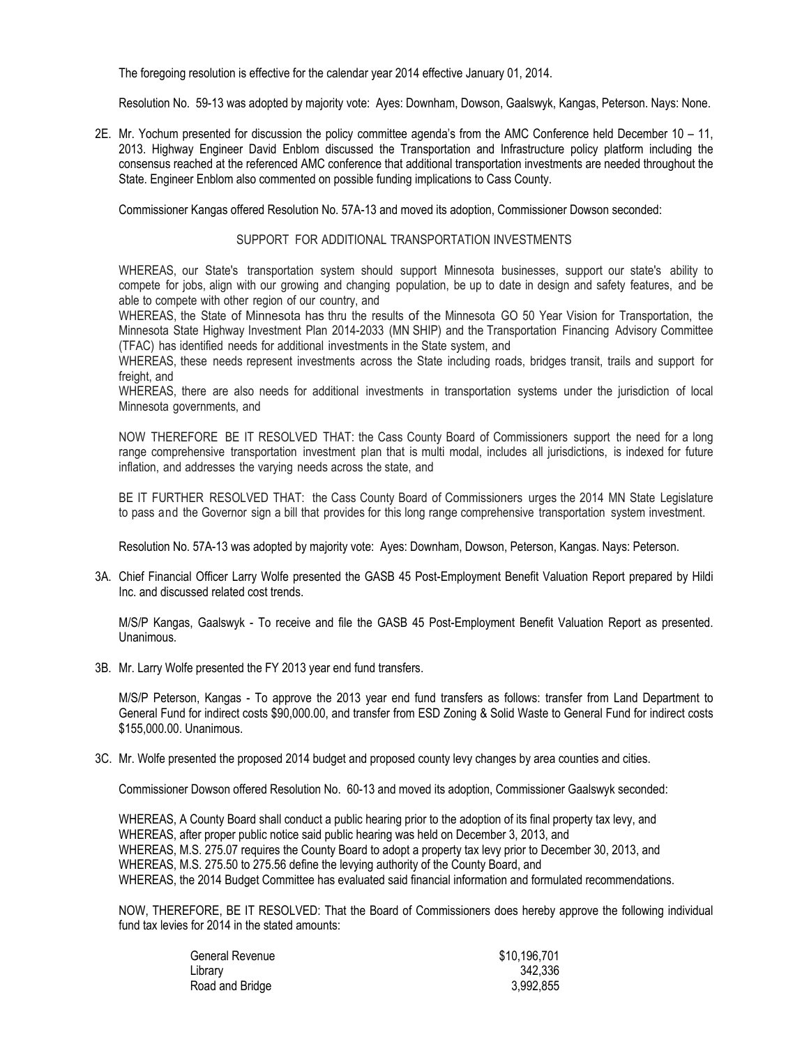The foregoing resolution is effective for the calendar year 2014 effective January 01, 2014.

Resolution No. 59-13 was adopted by majority vote: Ayes: Downham, Dowson, Gaalswyk, Kangas, Peterson. Nays: None.

2E. Mr. Yochum presented for discussion the policy committee agenda's from the AMC Conference held December 10 – 11, 2013. Highway Engineer David Enblom discussed the Transportation and Infrastructure policy platform including the consensus reached at the referenced AMC conference that additional transportation investments are needed throughout the State. Engineer Enblom also commented on possible funding implications to Cass County.

Commissioner Kangas offered Resolution No. 57A-13 and moved its adoption, Commissioner Dowson seconded:

SUPPORT FOR ADDITIONAL TRANSPORTATION INVESTMENTS

WHEREAS, our State's transportation system should support Minnesota businesses, support our state's ability to compete for jobs, align with our growing and changing population, be up to date in design and safety features, and be able to compete with other region of our country, and

WHEREAS, the State of Minnesota has thru the results of the Minnesota GO 50 Year Vision for Transportation, the Minnesota State Highway Investment Plan 2014-2033 (MN SHIP) and the Transportation Financing Advisory Committee (TFAC) has identified needs for additional investments in the State system, and

WHEREAS, these needs represent investments across the State including roads, bridges transit, trails and support for freight, and

WHEREAS, there are also needs for additional investments in transportation systems under the jurisdiction of local Minnesota governments, and

NOW THEREFORE BE IT RESOLVED THAT: the Cass County Board of Commissioners support the need for a long range comprehensive transportation investment plan that is multi modal, includes all jurisdictions, is indexed for future inflation, and addresses the varying needs across the state, and

BE IT FURTHER RESOLVED THAT: the Cass County Board of Commissioners urges the 2014 MN State Legislature to pass and the Governor sign a bill that provides for this long range comprehensive transportation system investment.

Resolution No. 57A-13 was adopted by majority vote: Ayes: Downham, Dowson, Peterson, Kangas. Nays: Peterson.

3A. Chief Financial Officer Larry Wolfe presented the GASB 45 Post-Employment Benefit Valuation Report prepared by Hildi Inc. and discussed related cost trends.

M/S/P Kangas, Gaalswyk - To receive and file the GASB 45 Post-Employment Benefit Valuation Report as presented. Unanimous.

3B. Mr. Larry Wolfe presented the FY 2013 year end fund transfers.

M/S/P Peterson, Kangas - To approve the 2013 year end fund transfers as follows: transfer from Land Department to General Fund for indirect costs $90,000.00, and transfer from ESD Zoning & Solid Waste to General Fund for indirect costs $155,000.00. Unanimous.

3C. Mr. Wolfe presented the proposed 2014 budget and proposed county levy changes by area counties and cities.

Commissioner Dowson offered Resolution No. 60-13 and moved its adoption, Commissioner Gaalswyk seconded:

WHEREAS, A County Board shall conduct a public hearing prior to the adoption of its final property tax levy, and
WHEREAS, after proper public notice said public hearing was held on December 3, 2013, and
WHEREAS, M.S. 275.07 requires the County Board to adopt a property tax levy prior to December 30, 2013, and
WHEREAS, M.S. 275.50 to 275.56 define the levying authority of the County Board, and
WHEREAS, the 2014 Budget Committee has evaluated said financial information and formulated recommendations.

NOW, THEREFORE, BE IT RESOLVED: That the Board of Commissioners does hereby approve the following individual fund tax levies for 2014 in the stated amounts:

| | |
|---|---|
| General Revenue | $10,196,701 |
| Library | 342,336 |
| Road and Bridge | 3,992,855 |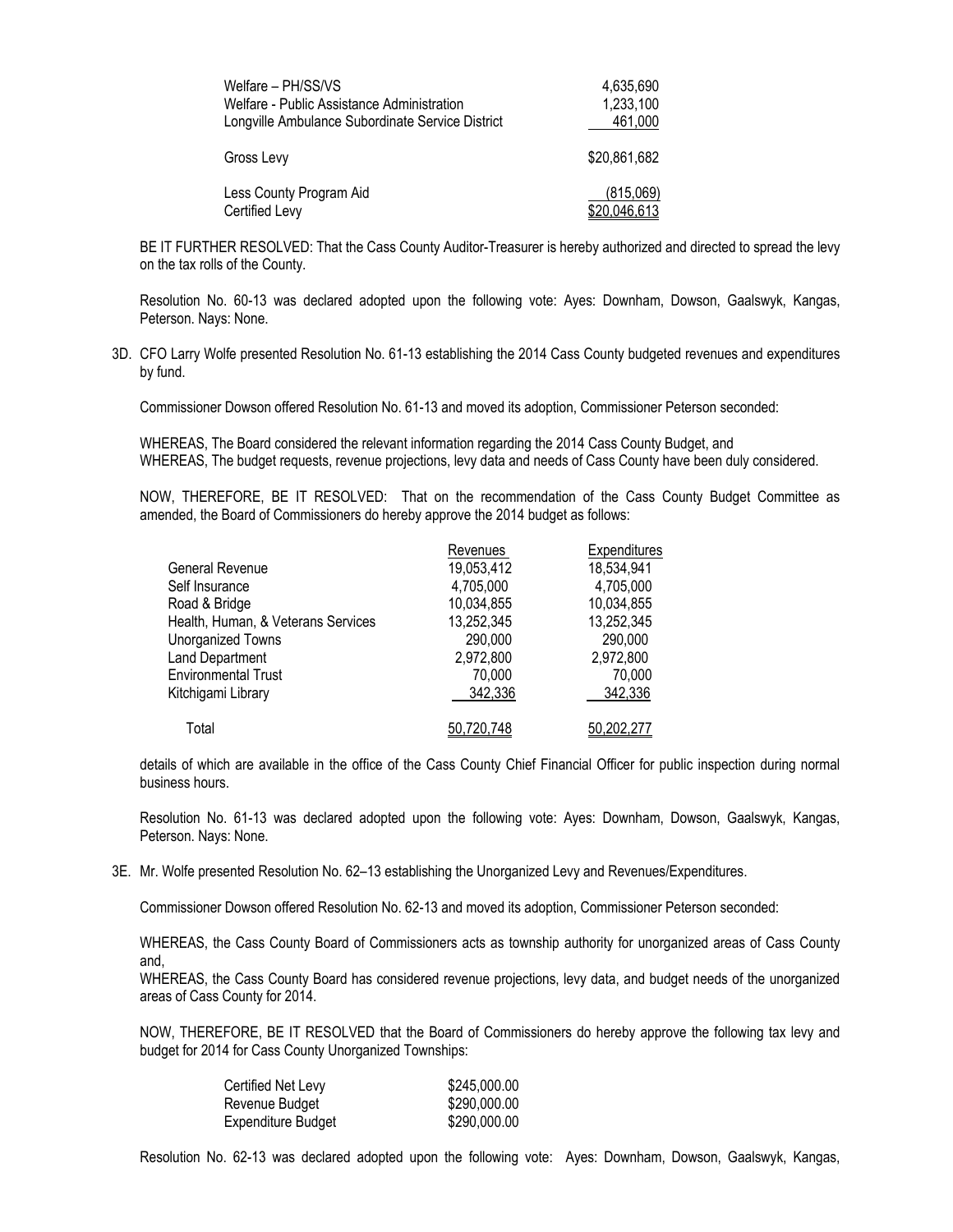| | |
|---|---|
| Welfare – PH/SS/VS | 4,635,690 |
| Welfare - Public Assistance Administration | 1,233,100 |
| Longville Ambulance Subordinate Service District | 461,000 |
| Gross Levy | $20,861,682 |
| Less County Program Aid | (815,069) |
| Certified Levy | $20,046,613 |

BE IT FURTHER RESOLVED: That the Cass County Auditor-Treasurer is hereby authorized and directed to spread the levy on the tax rolls of the County.

Resolution No. 60-13 was declared adopted upon the following vote: Ayes: Downham, Dowson, Gaalswyk, Kangas, Peterson. Nays: None.

3D. CFO Larry Wolfe presented Resolution No. 61-13 establishing the 2014 Cass County budgeted revenues and expenditures by fund.

Commissioner Dowson offered Resolution No. 61-13 and moved its adoption, Commissioner Peterson seconded:

WHEREAS, The Board considered the relevant information regarding the 2014 Cass County Budget, and
WHEREAS, The budget requests, revenue projections, levy data and needs of Cass County have been duly considered.

NOW, THEREFORE, BE IT RESOLVED: That on the recommendation of the Cass County Budget Committee as amended, the Board of Commissioners do hereby approve the 2014 budget as follows:

| | Revenues | Expenditures |
|---|---|---|
| General Revenue | 19,053,412 | 18,534,941 |
| Self Insurance | 4,705,000 | 4,705,000 |
| Road & Bridge | 10,034,855 | 10,034,855 |
| Health, Human, & Veterans Services | 13,252,345 | 13,252,345 |
| Unorganized Towns | 290,000 | 290,000 |
| Land Department | 2,972,800 | 2,972,800 |
| Environmental Trust | 70,000 | 70,000 |
| Kitchigami Library | 342,336 | 342,336 |
| Total | 50,720,748 | 50,202,277 |

details of which are available in the office of the Cass County Chief Financial Officer for public inspection during normal business hours.

Resolution No. 61-13 was declared adopted upon the following vote: Ayes: Downham, Dowson, Gaalswyk, Kangas, Peterson. Nays: None.

3E. Mr. Wolfe presented Resolution No. 62–13 establishing the Unorganized Levy and Revenues/Expenditures.

Commissioner Dowson offered Resolution No. 62-13 and moved its adoption, Commissioner Peterson seconded:

WHEREAS, the Cass County Board of Commissioners acts as township authority for unorganized areas of Cass County and,
WHEREAS, the Cass County Board has considered revenue projections, levy data, and budget needs of the unorganized areas of Cass County for 2014.

NOW, THEREFORE, BE IT RESOLVED that the Board of Commissioners do hereby approve the following tax levy and budget for 2014 for Cass County Unorganized Townships:

| | |
|---|---|
| Certified Net Levy | $245,000.00 |
| Revenue Budget | $290,000.00 |
| Expenditure Budget | $290,000.00 |

Resolution No. 62-13 was declared adopted upon the following vote: Ayes: Downham, Dowson, Gaalswyk, Kangas,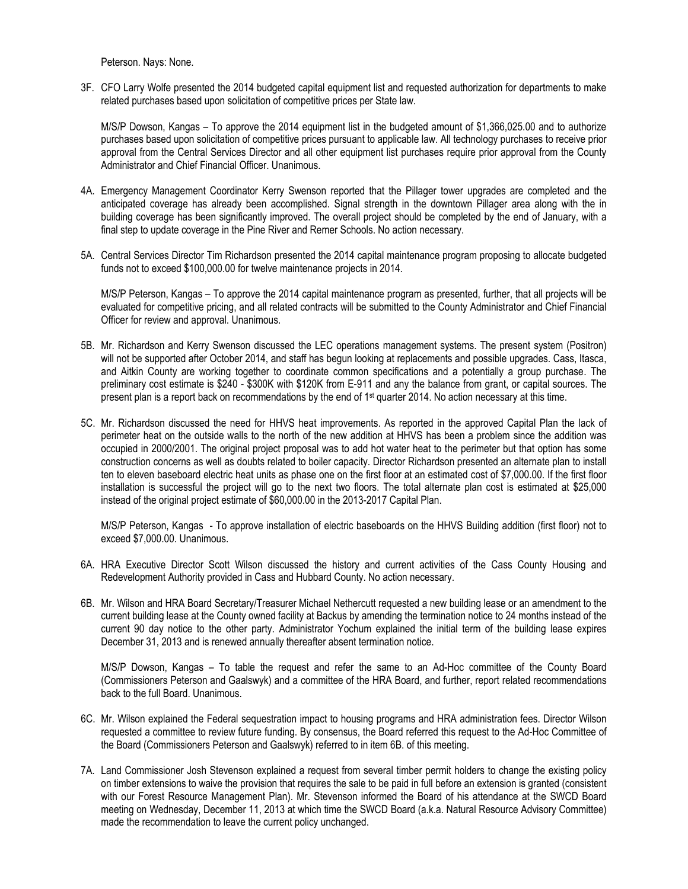Peterson. Nays: None.

3F. CFO Larry Wolfe presented the 2014 budgeted capital equipment list and requested authorization for departments to make related purchases based upon solicitation of competitive prices per State law.

M/S/P Dowson, Kangas – To approve the 2014 equipment list in the budgeted amount of $1,366,025.00 and to authorize purchases based upon solicitation of competitive prices pursuant to applicable law. All technology purchases to receive prior approval from the Central Services Director and all other equipment list purchases require prior approval from the County Administrator and Chief Financial Officer. Unanimous.

4A. Emergency Management Coordinator Kerry Swenson reported that the Pillager tower upgrades are completed and the anticipated coverage has already been accomplished. Signal strength in the downtown Pillager area along with the in building coverage has been significantly improved. The overall project should be completed by the end of January, with a final step to update coverage in the Pine River and Remer Schools. No action necessary.

5A. Central Services Director Tim Richardson presented the 2014 capital maintenance program proposing to allocate budgeted funds not to exceed $100,000.00 for twelve maintenance projects in 2014.

M/S/P Peterson, Kangas – To approve the 2014 capital maintenance program as presented, further, that all projects will be evaluated for competitive pricing, and all related contracts will be submitted to the County Administrator and Chief Financial Officer for review and approval. Unanimous.

5B. Mr. Richardson and Kerry Swenson discussed the LEC operations management systems. The present system (Positron) will not be supported after October 2014, and staff has begun looking at replacements and possible upgrades. Cass, Itasca, and Aitkin County are working together to coordinate common specifications and a potentially a group purchase. The preliminary cost estimate is $240 - $300K with $120K from E-911 and any the balance from grant, or capital sources. The present plan is a report back on recommendations by the end of 1st quarter 2014. No action necessary at this time.

5C. Mr. Richardson discussed the need for HHVS heat improvements. As reported in the approved Capital Plan the lack of perimeter heat on the outside walls to the north of the new addition at HHVS has been a problem since the addition was occupied in 2000/2001. The original project proposal was to add hot water heat to the perimeter but that option has some construction concerns as well as doubts related to boiler capacity. Director Richardson presented an alternate plan to install ten to eleven baseboard electric heat units as phase one on the first floor at an estimated cost of $7,000.00. If the first floor installation is successful the project will go to the next two floors. The total alternate plan cost is estimated at $25,000 instead of the original project estimate of $60,000.00 in the 2013-2017 Capital Plan.

M/S/P Peterson, Kangas - To approve installation of electric baseboards on the HHVS Building addition (first floor) not to exceed $7,000.00. Unanimous.

6A. HRA Executive Director Scott Wilson discussed the history and current activities of the Cass County Housing and Redevelopment Authority provided in Cass and Hubbard County. No action necessary.

6B. Mr. Wilson and HRA Board Secretary/Treasurer Michael Nethercutt requested a new building lease or an amendment to the current building lease at the County owned facility at Backus by amending the termination notice to 24 months instead of the current 90 day notice to the other party. Administrator Yochum explained the initial term of the building lease expires December 31, 2013 and is renewed annually thereafter absent termination notice.

M/S/P Dowson, Kangas – To table the request and refer the same to an Ad-Hoc committee of the County Board (Commissioners Peterson and Gaalswyk) and a committee of the HRA Board, and further, report related recommendations back to the full Board. Unanimous.

6C. Mr. Wilson explained the Federal sequestration impact to housing programs and HRA administration fees. Director Wilson requested a committee to review future funding. By consensus, the Board referred this request to the Ad-Hoc Committee of the Board (Commissioners Peterson and Gaalswyk) referred to in item 6B. of this meeting.

7A. Land Commissioner Josh Stevenson explained a request from several timber permit holders to change the existing policy on timber extensions to waive the provision that requires the sale to be paid in full before an extension is granted (consistent with our Forest Resource Management Plan). Mr. Stevenson informed the Board of his attendance at the SWCD Board meeting on Wednesday, December 11, 2013 at which time the SWCD Board (a.k.a. Natural Resource Advisory Committee) made the recommendation to leave the current policy unchanged.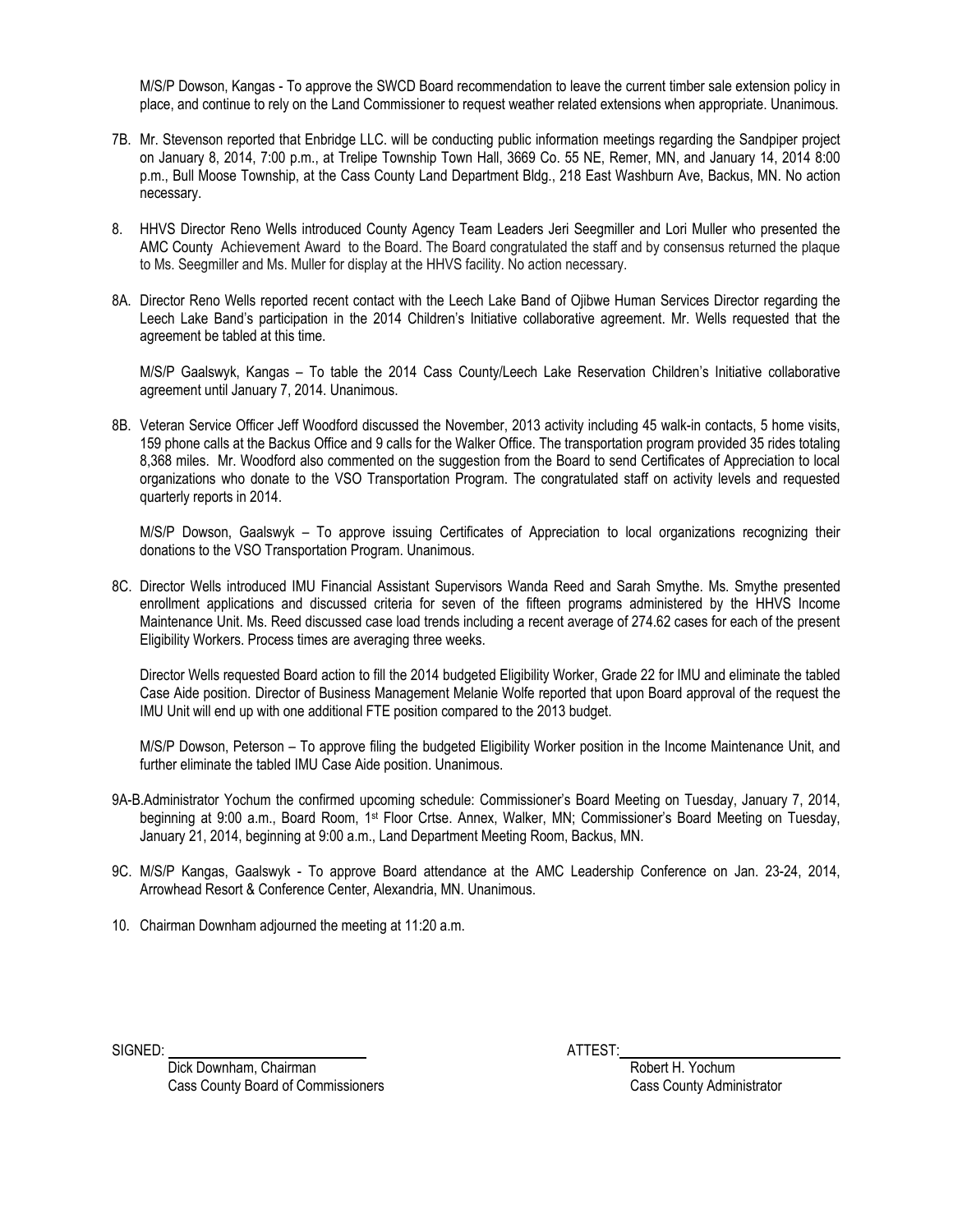M/S/P Dowson, Kangas - To approve the SWCD Board recommendation to leave the current timber sale extension policy in place, and continue to rely on the Land Commissioner to request weather related extensions when appropriate. Unanimous.

7B. Mr. Stevenson reported that Enbridge LLC. will be conducting public information meetings regarding the Sandpiper project on January 8, 2014, 7:00 p.m., at Trelipe Township Town Hall, 3669 Co. 55 NE, Remer, MN, and January 14, 2014 8:00 p.m., Bull Moose Township, at the Cass County Land Department Bldg., 218 East Washburn Ave, Backus, MN. No action necessary.

8. HHVS Director Reno Wells introduced County Agency Team Leaders Jeri Seegmiller and Lori Muller who presented the AMC County Achievement Award to the Board. The Board congratulated the staff and by consensus returned the plaque to Ms. Seegmiller and Ms. Muller for display at the HHVS facility. No action necessary.

8A. Director Reno Wells reported recent contact with the Leech Lake Band of Ojibwe Human Services Director regarding the Leech Lake Band's participation in the 2014 Children's Initiative collaborative agreement. Mr. Wells requested that the agreement be tabled at this time.

M/S/P Gaalswyk, Kangas – To table the 2014 Cass County/Leech Lake Reservation Children's Initiative collaborative agreement until January 7, 2014. Unanimous.

8B. Veteran Service Officer Jeff Woodford discussed the November, 2013 activity including 45 walk-in contacts, 5 home visits, 159 phone calls at the Backus Office and 9 calls for the Walker Office. The transportation program provided 35 rides totaling 8,368 miles. Mr. Woodford also commented on the suggestion from the Board to send Certificates of Appreciation to local organizations who donate to the VSO Transportation Program. The congratulated staff on activity levels and requested quarterly reports in 2014.

M/S/P Dowson, Gaalswyk – To approve issuing Certificates of Appreciation to local organizations recognizing their donations to the VSO Transportation Program. Unanimous.

8C. Director Wells introduced IMU Financial Assistant Supervisors Wanda Reed and Sarah Smythe. Ms. Smythe presented enrollment applications and discussed criteria for seven of the fifteen programs administered by the HHVS Income Maintenance Unit. Ms. Reed discussed case load trends including a recent average of 274.62 cases for each of the present Eligibility Workers. Process times are averaging three weeks.

Director Wells requested Board action to fill the 2014 budgeted Eligibility Worker, Grade 22 for IMU and eliminate the tabled Case Aide position. Director of Business Management Melanie Wolfe reported that upon Board approval of the request the IMU Unit will end up with one additional FTE position compared to the 2013 budget.

M/S/P Dowson, Peterson – To approve filing the budgeted Eligibility Worker position in the Income Maintenance Unit, and further eliminate the tabled IMU Case Aide position. Unanimous.

9A-B. Administrator Yochum the confirmed upcoming schedule: Commissioner's Board Meeting on Tuesday, January 7, 2014, beginning at 9:00 a.m., Board Room, 1st Floor Crtse. Annex, Walker, MN; Commissioner's Board Meeting on Tuesday, January 21, 2014, beginning at 9:00 a.m., Land Department Meeting Room, Backus, MN.

9C. M/S/P Kangas, Gaalswyk - To approve Board attendance at the AMC Leadership Conference on Jan. 23-24, 2014, Arrowhead Resort & Conference Center, Alexandria, MN. Unanimous.

10. Chairman Downham adjourned the meeting at 11:20 a.m.

SIGNED: ______________________________

Dick Downham, Chairman
Cass County Board of Commissioners

ATTEST: ______________________________

Robert H. Yochum
Cass County Administrator